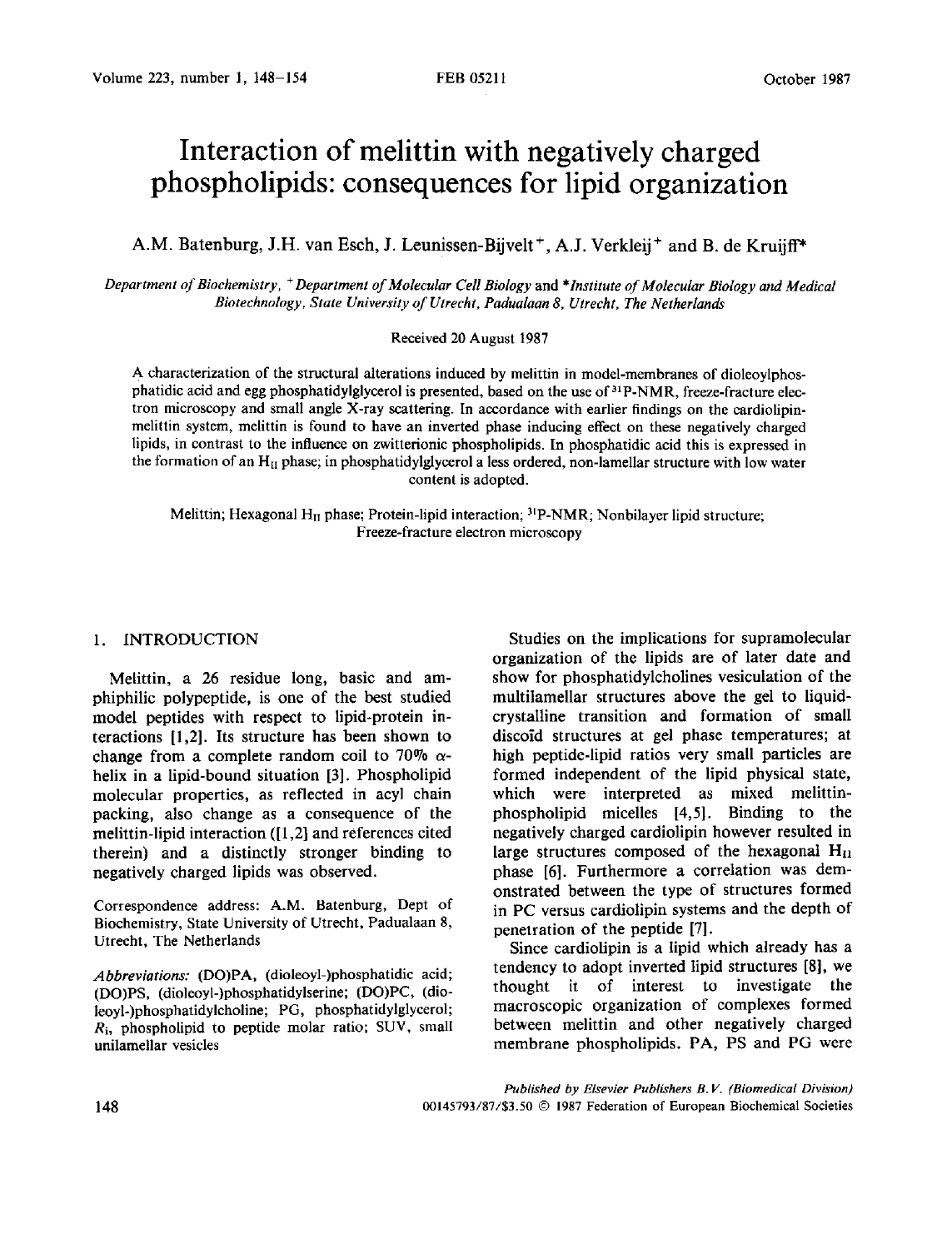# Interaction of melittin with negatively charged phospholipids: consequences for lipid organization

A.M. Batenburg, J.H. van Esch, J. Leunissen-Bijvelt[+], A.J. Verkleij[+] and B. de Kruijff[*]

*Department of Biochemistry, [+]Department of Molecular Cell Biology and [*]Institute of Molecular Biology and Medical Biotechnology, State University of Utrecht, Padualaan 8, Utrecht, The Netherlands*

Received 20 August 1987

A characterization of the structural alterations induced by melittin in model-membranes of dioleoylphosphatidic acid and egg phosphatidylglycerol is presented, based on the use of $^{31}$P-NMR, freeze-fracture electron microscopy and small angle X-ray scattering. In accordance with earlier findings on the cardiolipin-melittin system, melittin is found to have an inverted phase inducing effect on these negatively charged lipids, in contrast to the influence on zwitterionic phospholipids. In phosphatidic acid this is expressed in the formation of an $H_{II}$ phase; in phosphatidylglycerol a less ordered, non-lamellar structure with low water content is adopted.

Melittin; Hexagonal $H_{II}$ phase; Protein-lipid interaction; $^{31}$P-NMR; Nonbilayer lipid structure; Freeze-fracture electron microscopy

## 1. INTRODUCTION

Melittin, a 26 residue long, basic and amphiphilic polypeptide, is one of the best studied model peptides with respect to lipid-protein interactions [1,2]. Its structure has been shown to change from a complete random coil to 70% $\alpha$-helix in a lipid-bound situation [3]. Phospholipid molecular properties, as reflected in acyl chain packing, also change as a consequence of the melittin-lipid interaction ([1,2] and references cited therein) and a distinctly stronger binding to negatively charged lipids was observed.

Correspondence address: A.M. Batenburg, Dept of Biochemistry, State University of Utrecht, Padualaan 8, Utrecht, The Netherlands

*Abbreviations:* (DO)PA, (dioleoyl-)phosphatidic acid; (DO)PS, (dioleoyl-)phosphatidylserine; (DO)PC, (dioleoyl-)phosphatidylcholine; PG, phosphatidylglycerol; $R_i$, phospholipid to peptide molar ratio; SUV, small unilamellar vesicles

Studies on the implications for supramolecular organization of the lipids are of later date and show for phosphatidylcholines vesiculation of the multilamellar structures above the gel to liquid-crystalline transition and formation of small discoïd structures at gel phase temperatures; at high peptide-lipid ratios very small particles are formed independent of the lipid physical state, which were interpreted as mixed melittin-phospholipid micelles [4,5]. Binding to the negatively charged cardiolipin however resulted in large structures composed of the hexagonal $H_{II}$ phase [6]. Furthermore a correlation was demonstrated between the type of structures formed in PC versus cardiolipin systems and the depth of penetration of the peptide [7].

Since cardiolipin is a lipid which already has a tendency to adopt inverted lipid structures [8], we thought it of interest to investigate the macroscopic organization of complexes formed between melittin and other negatively charged membrane phospholipids. PA, PS and PG were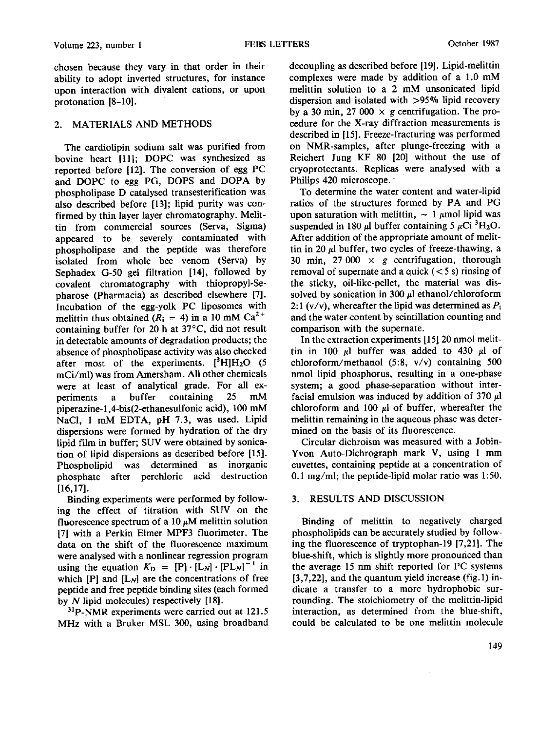chosen because they vary in that order in their ability to adopt inverted structures, for instance upon interaction with divalent cations, or upon protonation [8–10].

## 2. MATERIALS AND METHODS

The cardiolipin sodium salt was purified from bovine heart [11]; DOPC was synthesized as reported before [12]. The conversion of egg PC and DOPC to egg PG, DOPS and DOPA by phospholipase D catalysed transesterification was also described before [13]; lipid purity was confirmed by thin layer layer chromatography. Melittin from commercial sources (Serva, Sigma) appeared to be severely contaminated with phospholipase and the peptide was therefore isolated from whole bee venom (Serva) by Sephadex G-50 gel filtration [14], followed by covalent chromatography with thiopropyl-Sepharose (Pharmacia) as described elsewhere [7]. Incubation of the egg-yolk PC liposomes with melittin thus obtained ($R_i$ = 4) in a 10 mM $Ca^{2+}$ containing buffer for 20 h at 37°C, did not result in detectable amounts of degradation products; the absence of phospholipase activity was also checked after most of the experiments. $[^3H]H_2O$ (5 mCi/ml) was from Amersham. All other chemicals were at least of analytical grade. For all experiments a buffer containing 25 mM piperazine-1,4-bis(2-ethanesulfonic acid), 100 mM NaCl, 1 mM EDTA, pH 7.3, was used. Lipid dispersions were formed by hydration of the dry lipid film in buffer; SUV were obtained by sonication of lipid dispersions as described before [15]. Phospholipid was determined as inorganic phosphate after perchloric acid destruction [16,17].

Binding experiments were performed by following the effect of titration with SUV on the fluorescence spectrum of a 10 µM melittin solution [7] with a Perkin Elmer MPF3 fluorimeter. The data on the shift of the fluorescence maximum were analysed with a nonlinear regression program using the equation $K_D = [P] \cdot [L_N] \cdot [PL_N]^{-1}$ in which [P] and $[L_N]$ are the concentrations of free peptide and free peptide binding sites (each formed by $N$ lipid molecules) respectively [18].

$^{31}$P-NMR experiments were carried out at 121.5 MHz with a Bruker MSL 300, using broadband decoupling as described before [19]. Lipid-melittin complexes were made by addition of a 1.0 mM melittin solution to a 2 mM unsonicated lipid dispersion and isolated with >95% lipid recovery by a 30 min, 27 000 × $g$ centrifugation. The procedure for the X-ray diffraction measurements is described in [15]. Freeze-fracturing was performed on NMR-samples, after plunge-freezing with a Reichert Jung KF 80 [20] without the use of cryoprotectants. Replicas were analysed with a Philips 420 microscope.

To determine the water content and water-lipid ratios of the structures formed by PA and PG upon saturation with melittin, ~ 1 µmol lipid was suspended in 180 µl buffer containing 5 µCi $^3H_2O$. After addition of the appropriate amount of melittin in 20 µl buffer, two cycles of freeze-thawing, a 30 min, 27 000 × $g$ centrifugation, thorough removal of supernate and a quick (< 5 s) rinsing of the sticky, oil-like-pellet, the material was dissolved by sonication in 300 µl ethanol/chloroform 2:1 (v/v), whereafter the lipid was determined as $P_i$ and the water content by scintillation counting and comparison with the supernate.

In the extraction experiments [15] 20 nmol melittin in 100 µl buffer was added to 430 µl of chloroform/methanol (5:8, v/v) containing 500 nmol lipid phosphorus, resulting in a one-phase system; a good phase-separation without interfacial emulsion was induced by addition of 370 µl chloroform and 100 µl of buffer, whereafter the melittin remaining in the aqueous phase was determined on the basis of its fluorescence.

Circular dichroism was measured with a Jobin-Yvon Auto-Dichrograph mark V, using 1 mm cuvettes, containing peptide at a concentration of 0.1 mg/ml; the peptide-lipid molar ratio was 1:50.

## 3. RESULTS AND DISCUSSION

Binding of melittin to negatively charged phospholipids can be accurately studied by following the fluorescence of tryptophan-19 [7,21]. The blue-shift, which is slightly more pronounced than the average 15 nm shift reported for PC systems [3,7,22], and the quantum yield increase (fig.1) indicate a transfer to a more hydrophobic surrounding. The stoichiometry of the melittin-lipid interaction, as determined from the blue-shift, could be calculated to be one melittin molecule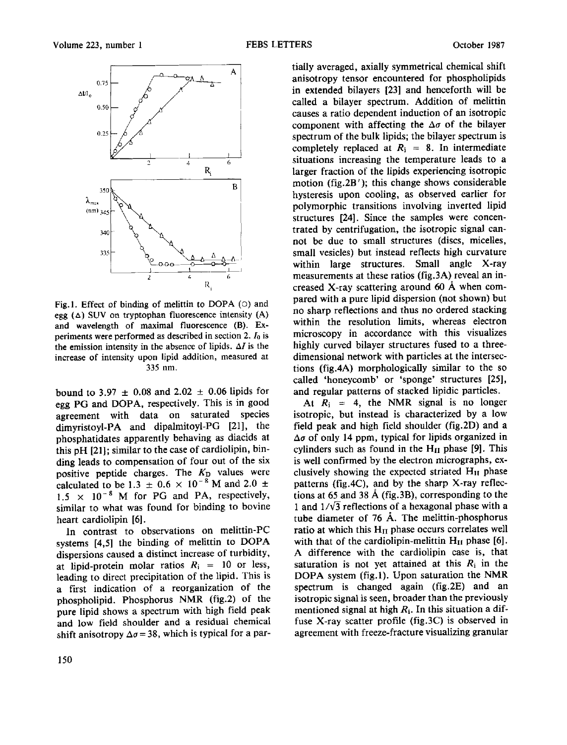Fig.1. Effect of binding of melittin to DOPA (○) and egg (△) SUV on tryptophan fluorescence intensity (A) and wavelength of maximal fluorescence (B). Experiments were performed as described in section 2. $I_0$ is the emission intensity in the absence of lipids. $\Delta I$ is the increase of intensity upon lipid addition, measured at 335 nm.

bound to 3.97 ± 0.08 and 2.02 ± 0.06 lipids for egg PG and DOPA, respectively. This is in good agreement with data on saturated species dimyristoyl-PA and dipalmitoyl-PG [21], the phosphatidates apparently behaving as diacids at this pH [21]; similar to the case of cardiolipin, binding leads to compensation of four out of the six positive peptide charges. The $K_D$ values were calculated to be $1.3 \pm 0.6 \times 10^{-8}$ M and $2.0 \pm 1.5 \times 10^{-8}$ M for PG and PA, respectively, similar to what was found for binding to bovine heart cardiolipin [6].

In contrast to observations on melittin-PC systems [4,5] the binding of melittin to DOPA dispersions caused a distinct increase of turbidity, at lipid-protein molar ratios $R_i = 10$ or less, leading to direct precipitation of the lipid. This is a first indication of a reorganization of the phospholipid. Phosphorus NMR (fig.2) of the pure lipid shows a spectrum with high field peak and low field shoulder and a residual chemical shift anisotropy $\Delta\sigma = 38$, which is typical for a partially averaged, axially symmetrical chemical shift anisotropy tensor encountered for phospholipids in extended bilayers [23] and henceforth will be called a bilayer spectrum. Addition of melittin causes a ratio dependent induction of an isotropic component with affecting the $\Delta\sigma$ of the bilayer spectrum of the bulk lipids; the bilayer spectrum is completely replaced at $R_i = 8$. In intermediate situations increasing the temperature leads to a larger fraction of the lipids experiencing isotropic motion (fig.2B'); this change shows considerable hysteresis upon cooling, as observed earlier for polymorphic transitions involving inverted lipid structures [24]. Since the samples were concentrated by centrifugation, the isotropic signal cannot be due to small structures (discs, micelles, small vesicles) but instead reflects high curvature within large structures. Small angle X-ray measurements at these ratios (fig.3A) reveal an increased X-ray scattering around 60 Å when compared with a pure lipid dispersion (not shown) but no sharp reflections and thus no ordered stacking within the resolution limits, whereas electron microscopy in accordance with this visualizes highly curved bilayer structures fused to a three-dimensional network with particles at the intersections (fig.4A) morphologically similar to the so called 'honeycomb' or 'sponge' structures [25], and regular patterns of stacked lipidic particles.

At $R_i = 4$, the NMR signal is no longer isotropic, but instead is characterized by a low field peak and high field shoulder (fig.2D) and a $\Delta\sigma$ of only 14 ppm, typical for lipids organized in cylinders such as found in the $H_{II}$ phase [9]. This is well confirmed by the electron micrographs, exclusively showing the expected striated $H_{II}$ phase patterns (fig.4C), and by the sharp X-ray reflections at 65 and 38 Å (fig.3B), corresponding to the 1 and $1/\sqrt{3}$ reflections of a hexagonal phase with a tube diameter of 76 Å. The melittin-phosphorus ratio at which this $H_{II}$ phase occurs correlates well with that of the cardiolipin-melittin $H_{II}$ phase [6]. A difference with the cardiolipin case is, that saturation is not yet attained at this $R_i$ in the DOPA system (fig.1). Upon saturation the NMR spectrum is changed again (fig.2E) and an isotropic signal is seen, broader than the previously mentioned signal at high $R_i$. In this situation a diffuse X-ray scatter profile (fig.3C) is observed in agreement with freeze-fracture visualizing granular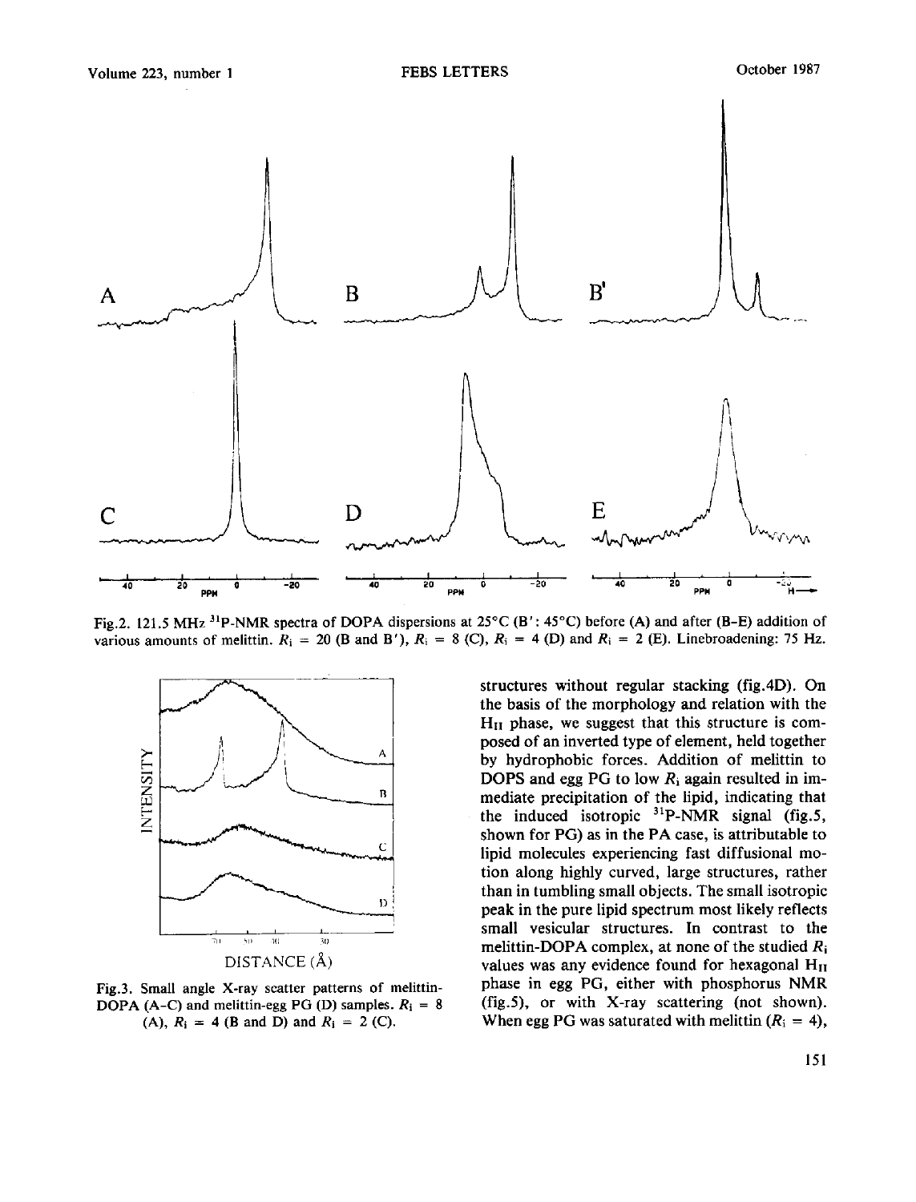Fig.2. 121.5 MHz $^{31}$P-NMR spectra of DOPA dispersions at 25°C (B′: 45°C) before (A) and after (B–E) addition of various amounts of melittin. $R_i$ = 20 (B and B′), $R_i$ = 8 (C), $R_i$ = 4 (D) and $R_i$ = 2 (E). Linebroadening: 75 Hz.

Fig.3. Small angle X-ray scatter patterns of melittin-DOPA (A–C) and melittin-egg PG (D) samples. $R_i$ = 8 (A), $R_i$ = 4 (B and D) and $R_i$ = 2 (C).

structures without regular stacking (fig.4D). On the basis of the morphology and relation with the $H_{II}$ phase, we suggest that this structure is composed of an inverted type of element, held together by hydrophobic forces. Addition of melittin to DOPS and egg PG to low $R_i$ again resulted in immediate precipitation of the lipid, indicating that the induced isotropic $^{31}$P-NMR signal (fig.5, shown for PG) as in the PA case, is attributable to lipid molecules experiencing fast diffusional motion along highly curved, large structures, rather than in tumbling small objects. The small isotropic peak in the pure lipid spectrum most likely reflects small vesicular structures. In contrast to the melittin-DOPA complex, at none of the studied $R_i$ values was any evidence found for hexagonal $H_{II}$ phase in egg PG, either with phosphorus NMR (fig.5), or with X-ray scattering (not shown). When egg PG was saturated with melittin ($R_i$ = 4),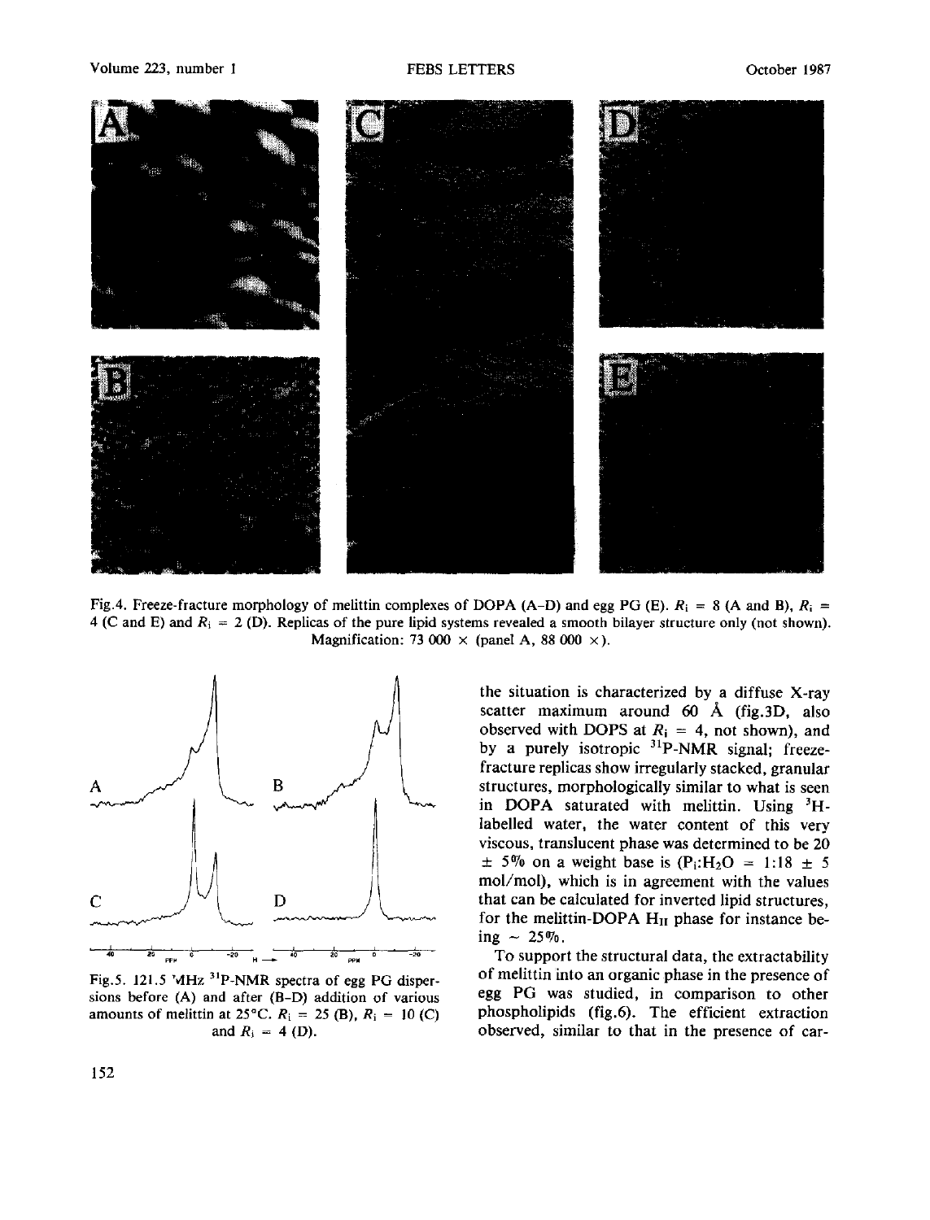Fig.4. Freeze-fracture morphology of melittin complexes of DOPA (A–D) and egg PG (E). $R_i$ = 8 (A and B), $R_i$ = 4 (C and E) and $R_i$ = 2 (D). Replicas of the pure lipid systems revealed a smooth bilayer structure only (not shown). Magnification: 73 000 × (panel A, 88 000 ×).

Fig.5. 121.5 MHz $^{31}$P-NMR spectra of egg PG dispersions before (A) and after (B–D) addition of various amounts of melittin at 25°C. $R_i$ = 25 (B), $R_i$ = 10 (C) and $R_i$ = 4 (D).

the situation is characterized by a diffuse X-ray scatter maximum around 60 Å (fig.3D, also observed with DOPS at $R_i$ = 4, not shown), and by a purely isotropic $^{31}$P-NMR signal; freeze-fracture replicas show irregularly stacked, granular structures, morphologically similar to what is seen in DOPA saturated with melittin. Using $^3$H-labelled water, the water content of this very viscous, translucent phase was determined to be 20 ± 5% on a weight base is ($P_i$:$H_2O$ = 1:18 ± 5 mol/mol), which is in agreement with the values that can be calculated for inverted lipid structures, for the melittin-DOPA $H_{II}$ phase for instance being ~ 25%.

To support the structural data, the extractability of melittin into an organic phase in the presence of egg PG was studied, in comparison to other phospholipids (fig.6). The efficient extraction observed, similar to that in the presence of car-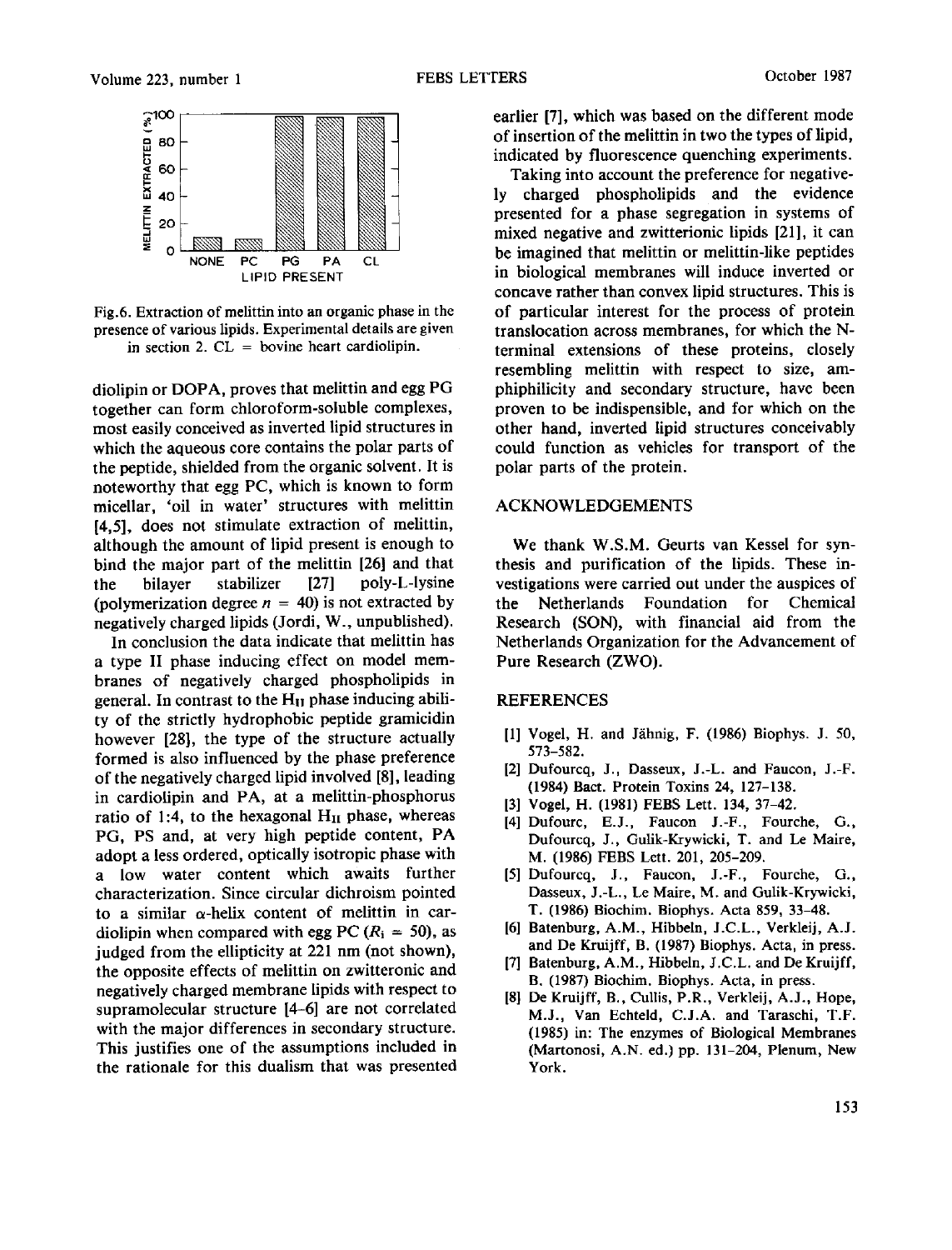Fig.6. Extraction of melittin into an organic phase in the presence of various lipids. Experimental details are given in section 2. CL = bovine heart cardiolipin.

diolipin or DOPA, proves that melittin and egg PG together can form chloroform-soluble complexes, most easily conceived as inverted lipid structures in which the aqueous core contains the polar parts of the peptide, shielded from the organic solvent. It is noteworthy that egg PC, which is known to form micellar, 'oil in water' structures with melittin [4,5], does not stimulate extraction of melittin, although the amount of lipid present is enough to bind the major part of the melittin [26] and that the bilayer stabilizer [27] poly-L-lysine (polymerization degree $n = 40$) is not extracted by negatively charged lipids (Jordi, W., unpublished).

In conclusion the data indicate that melittin has a type II phase inducing effect on model membranes of negatively charged phospholipids in general. In contrast to the $H_{II}$ phase inducing ability of the strictly hydrophobic peptide gramicidin however [28], the type of the structure actually formed is also influenced by the phase preference of the negatively charged lipid involved [8], leading in cardiolipin and PA, at a melittin-phosphorus ratio of 1:4, to the hexagonal $H_{II}$ phase, whereas PG, PS and, at very high peptide content, PA adopt a less ordered, optically isotropic phase with a low water content which awaits further characterization. Since circular dichroism pointed to a similar α-helix content of melittin in cardiolipin when compared with egg PC ($R_i = 50$), as judged from the ellipticity at 221 nm (not shown), the opposite effects of melittin on zwitteronic and negatively charged membrane lipids with respect to supramolecular structure [4–6] are not correlated with the major differences in secondary structure. This justifies one of the assumptions included in the rationale for this dualism that was presented earlier [7], which was based on the different mode of insertion of the melittin in two the types of lipid, indicated by fluorescence quenching experiments.

Taking into account the preference for negatively charged phospholipids and the evidence presented for a phase segregation in systems of mixed negative and zwitterionic lipids [21], it can be imagined that melittin or melittin-like peptides in biological membranes will induce inverted or concave rather than convex lipid structures. This is of particular interest for the process of protein translocation across membranes, for which the N-terminal extensions of these proteins, closely resembling melittin with respect to size, amphiphilicity and secondary structure, have been proven to be indispensible, and for which on the other hand, inverted lipid structures conceivably could function as vehicles for transport of the polar parts of the protein.

## ACKNOWLEDGEMENTS

We thank W.S.M. Geurts van Kessel for synthesis and purification of the lipids. These investigations were carried out under the auspices of the Netherlands Foundation for Chemical Research (SON), with financial aid from the Netherlands Organization for the Advancement of Pure Research (ZWO).

## REFERENCES

[1] Vogel, H. and Jähnig, F. (1986) Biophys. J. 50, 573–582.

[2] Dufourcq, J., Dasseux, J.-L. and Faucon, J.-F. (1984) Bact. Protein Toxins 24, 127–138.

[3] Vogel, H. (1981) FEBS Lett. 134, 37–42.

[4] Dufourc, E.J., Faucon J.-F., Fourche, G., Dufourcq, J., Gulik-Krywicki, T. and Le Maire, M. (1986) FEBS Lett. 201, 205–209.

[5] Dufourcq, J., Faucon, J.-F., Fourche, G., Dasseux, J.-L., Le Maire, M. and Gulik-Krywicki, T. (1986) Biochim. Biophys. Acta 859, 33–48.

[6] Batenburg, A.M., Hibbeln, J.C.L., Verkleij, A.J. and De Kruijff, B. (1987) Biophys. Acta, in press.

[7] Batenburg, A.M., Hibbeln, J.C.L. and De Kruijff, B. (1987) Biochim. Biophys. Acta, in press.

[8] De Kruijff, B., Cullis, P.R., Verkleij, A.J., Hope, M.J., Van Echteld, C.J.A. and Taraschi, T.F. (1985) in: The enzymes of Biological Membranes (Martonosi, A.N. ed.) pp. 131–204, Plenum, New York.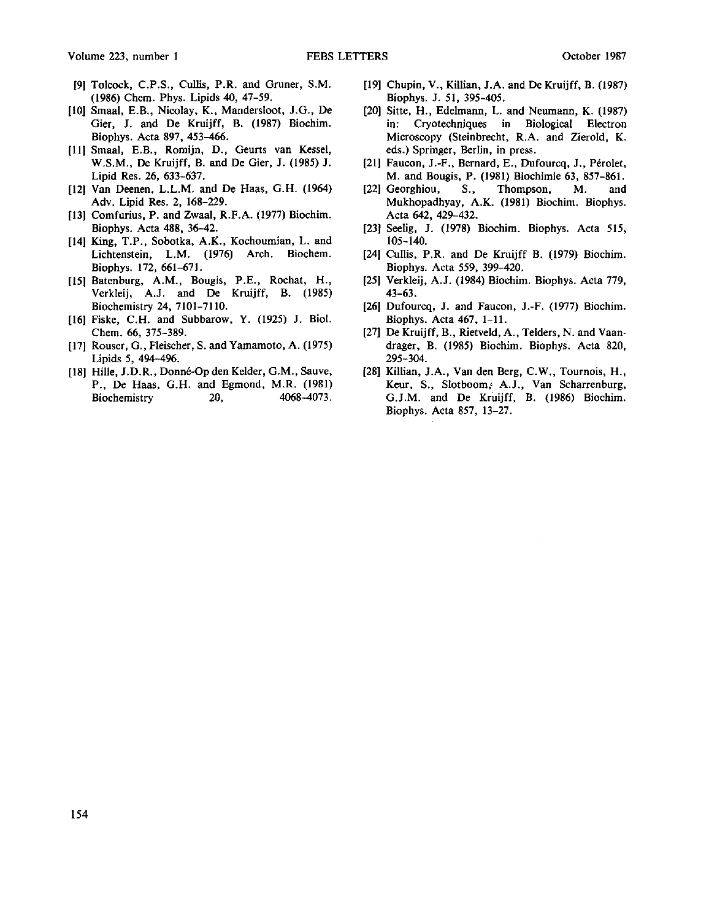[9] Tolcock, C.P.S., Cullis, P.R. and Gruner, S.M. (1986) Chem. Phys. Lipids 40, 47-59.

[10] Smaal, E.B., Nicolay, K., Mandersloot, J.G., De Gier, J. and De Kruijff, B. (1987) Biochim. Biophys. Acta 897, 453-466.

[11] Smaal, E.B., Romijn, D., Geurts van Kessel, W.S.M., De Kruijff, B. and De Gier, J. (1985) J. Lipid Res. 26, 633-637.

[12] Van Deenen, L.L.M. and De Haas, G.H. (1964) Adv. Lipid Res. 2, 168-229.

[13] Comfurius, P. and Zwaal, R.F.A. (1977) Biochim. Biophys. Acta 488, 36-42.

[14] King, T.P., Sobotka, A.K., Kochoumian, L. and Lichtenstein, L.M. (1976) Arch. Biochem. Biophys. 172, 661-671.

[15] Batenburg, A.M., Bougis, P.E., Rochat, H., Verkleij, A.J. and De Kruijff, B. (1985) Biochemistry 24, 7101-7110.

[16] Fiske, C.H. and Subbarow, Y. (1925) J. Biol. Chem. 66, 375-389.

[17] Rouser, G., Fleischer, S. and Yamamoto, A. (1975) Lipids 5, 494-496.

[18] Hille, J.D.R., Donné-Op den Kelder, G.M., Sauve, P., De Haas, G.H. and Egmond, M.R. (1981) Biochemistry 20, 4068-4073.

[19] Chupin, V., Killian, J.A. and De Kruijff, B. (1987) Biophys. J. 51, 395-405.

[20] Sitte, H., Edelmann, L. and Neumann, K. (1987) in: Cryotechniques in Biological Electron Microscopy (Steinbrecht, R.A. and Zierold, K. eds.) Springer, Berlin, in press.

[21] Faucon, J.-F., Bernard, E., Dufourcq, J., Pérolet, M. and Bougis, P. (1981) Biochimie 63, 857-861.

[22] Georghiou, S., Thompson, M. and Mukhopadhyay, A.K. (1981) Biochim. Biophys. Acta 642, 429-432.

[23] Seelig, J. (1978) Biochim. Biophys. Acta 515, 105-140.

[24] Cullis, P.R. and De Kruijff B. (1979) Biochim. Biophys. Acta 559, 399-420.

[25] Verkleij, A.J. (1984) Biochim. Biophys. Acta 779, 43-63.

[26] Dufourcq, J. and Faucon, J.-F. (1977) Biochim. Biophys. Acta 467, 1-11.

[27] De Kruijff, B., Rietveld, A., Telders, N. and Vaandrager, B. (1985) Biochim. Biophys. Acta 820, 295-304.

[28] Killian, J.A., Van den Berg, C.W., Tournois, H., Keur, S., Slotboom, A.J., Van Scharrenburg, G.J.M. and De Kruijff, B. (1986) Biochim. Biophys. Acta 857, 13-27.